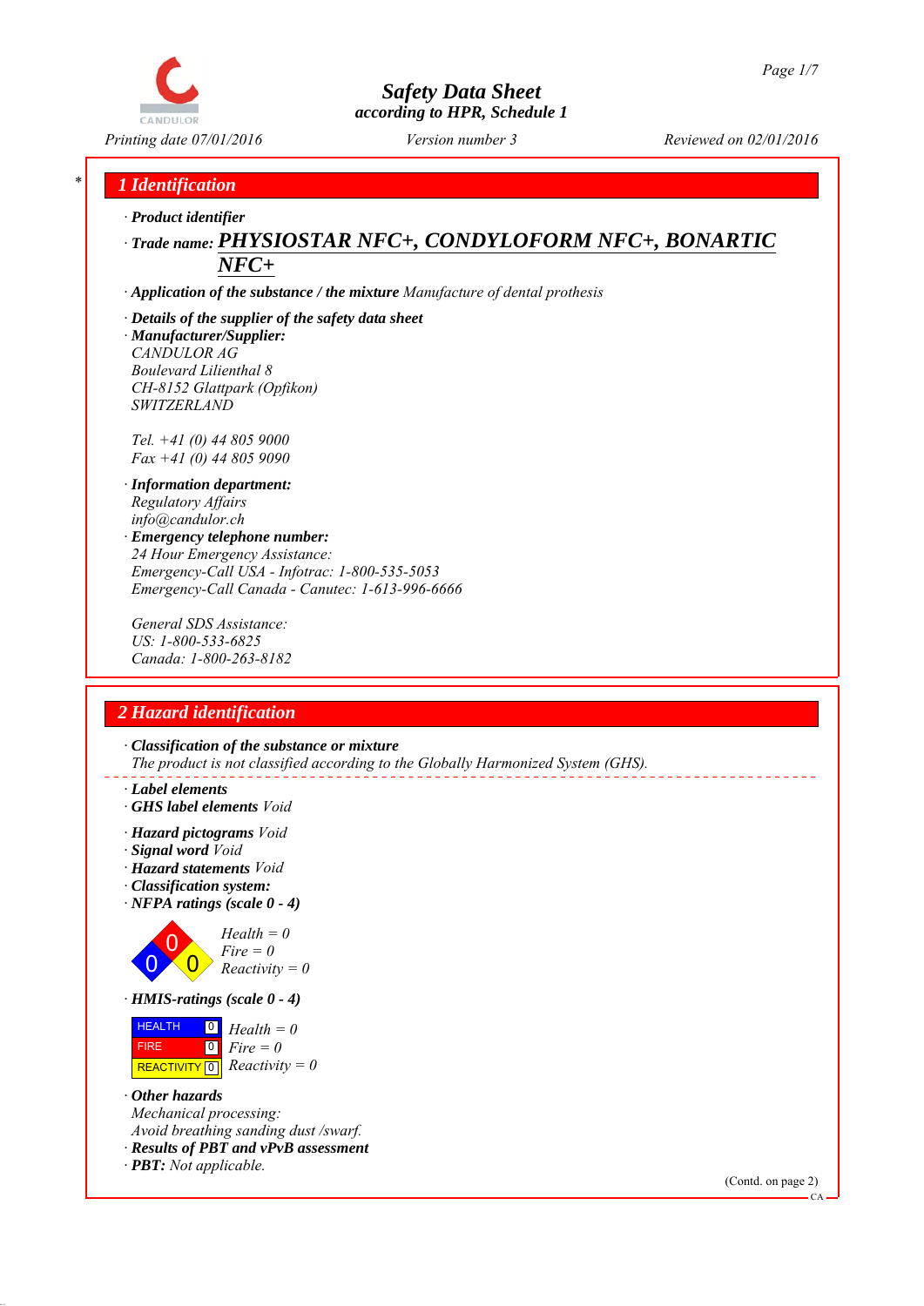# Safety Data Sheet
according to HPR, Schedule 1

Printing date 07/01/2016 | Version number 3 | Reviewed on 02/01/2016

## 1 Identification

· **Product identifier**

· **Trade name:** **PHYSIOSTAR NFC+, CONDYLOFORM NFC+, BONARTIC NFC+**

· **Application of the substance / the mixture** *Manufacture of dental prothesis*

· **Details of the supplier of the safety data sheet**

· **Manufacturer/Supplier:**
CANDULOR AG
Boulevard Lilienthal 8
CH-8152 Glattpark (Opfikon)
SWITZERLAND

Tel. +41 (0) 44 805 9000
Fax +41 (0) 44 805 9090

· **Information department:**
Regulatory Affairs
info@candulor.ch

· **Emergency telephone number:**
24 Hour Emergency Assistance:
Emergency-Call USA - Infotrac: 1-800-535-5053
Emergency-Call Canada - Canutec: 1-613-996-6666

General SDS Assistance:
US: 1-800-533-6825
Canada: 1-800-263-8182

## 2 Hazard identification

· **Classification of the substance or mixture**
The product is not classified according to the Globally Harmonized System (GHS).

· **Label elements**
· **GHS label elements** Void

· **Hazard pictograms** Void
· **Signal word** Void
· **Hazard statements** Void
· **Classification system:**
· **NFPA ratings (scale 0 - 4)**

Health = 0
Fire = 0
Reactivity = 0

· **HMIS-ratings (scale 0 - 4)**

| | | |
|---|---|---|
| HEALTH | 0 | Health = 0 |
| FIRE | 0 | Fire = 0 |
| REACTIVITY | 0 | Reactivity = 0 |

· **Other hazards**
Mechanical processing:
Avoid breathing sanding dust /swarf.
· **Results of PBT and vPvB assessment**
· **PBT:** Not applicable.

(Contd. on page 2)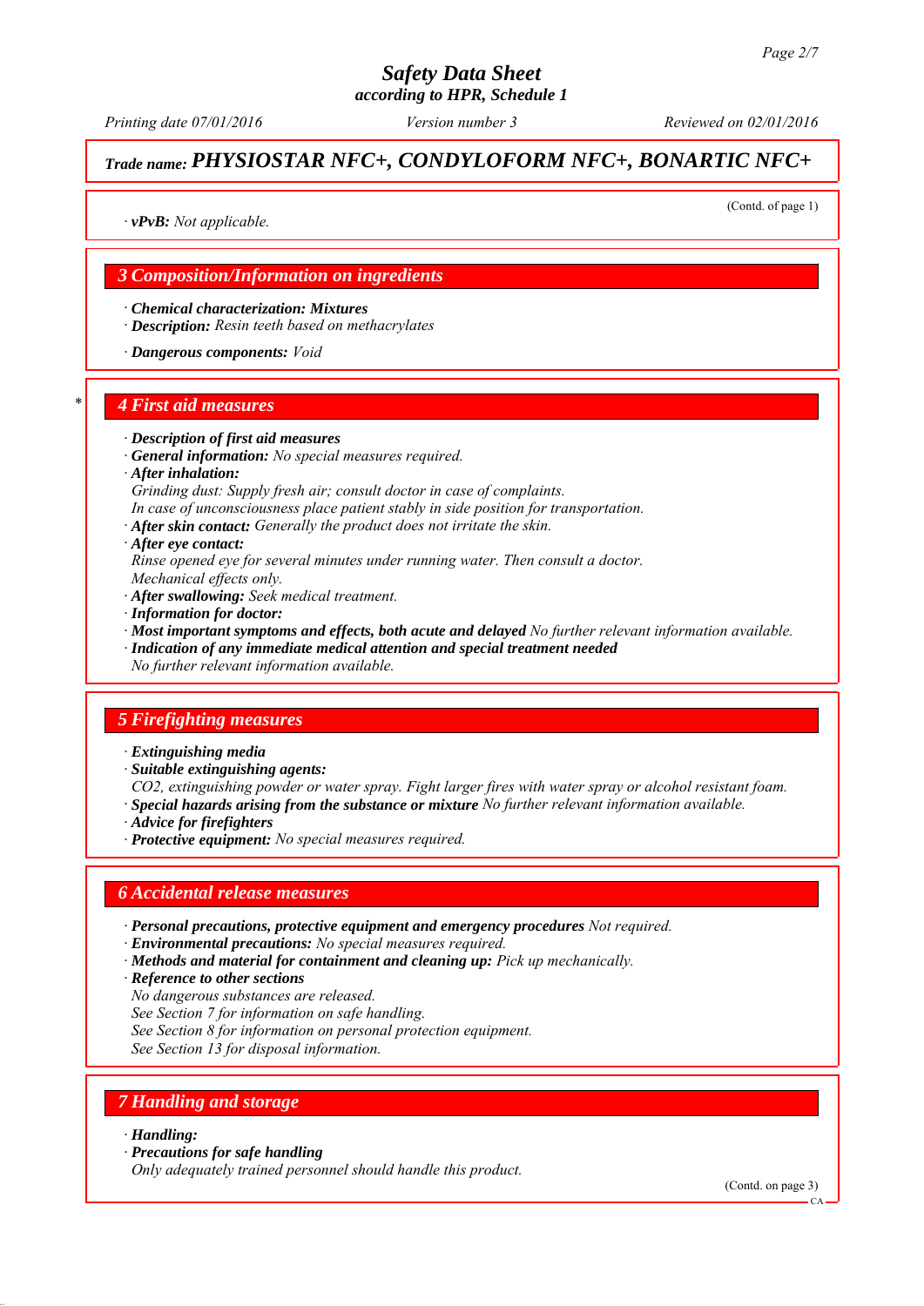# Safety Data Sheet
## according to HPR, Schedule 1

*Printing date 07/01/2016* *Version number 3* *Reviewed on 02/01/2016*

## *Trade name: PHYSIOSTAR NFC+, CONDYLOFORM NFC+, BONARTIC NFC+*

(Contd. of page 1)

· ***vPvB:*** *Not applicable.*

## 3 Composition/Information on ingredients

· ***Chemical characterization: Mixtures***
· ***Description:*** *Resin teeth based on methacrylates*

· ***Dangerous components:*** *Void*

## * 4 First aid measures

· ***Description of first aid measures***
· ***General information:*** *No special measures required.*
· ***After inhalation:***
*Grinding dust: Supply fresh air; consult doctor in case of complaints.*
*In case of unconsciousness place patient stably in side position for transportation.*
· ***After skin contact:*** *Generally the product does not irritate the skin.*
· ***After eye contact:***
*Rinse opened eye for several minutes under running water. Then consult a doctor.*
*Mechanical effects only.*
· ***After swallowing:*** *Seek medical treatment.*
· ***Information for doctor:***
· ***Most important symptoms and effects, both acute and delayed*** *No further relevant information available.*
· ***Indication of any immediate medical attention and special treatment needed***
*No further relevant information available.*

## 5 Firefighting measures

· ***Extinguishing media***
· ***Suitable extinguishing agents:***
*CO2, extinguishing powder or water spray. Fight larger fires with water spray or alcohol resistant foam.*
· ***Special hazards arising from the substance or mixture*** *No further relevant information available.*
· ***Advice for firefighters***
· ***Protective equipment:*** *No special measures required.*

## 6 Accidental release measures

· ***Personal precautions, protective equipment and emergency procedures*** *Not required.*
· ***Environmental precautions:*** *No special measures required.*
· ***Methods and material for containment and cleaning up:*** *Pick up mechanically.*
· ***Reference to other sections***
*No dangerous substances are released.*
*See Section 7 for information on safe handling.*
*See Section 8 for information on personal protection equipment.*
*See Section 13 for disposal information.*

## 7 Handling and storage

· ***Handling:***
· ***Precautions for safe handling***
*Only adequately trained personnel should handle this product.*

(Contd. on page 3)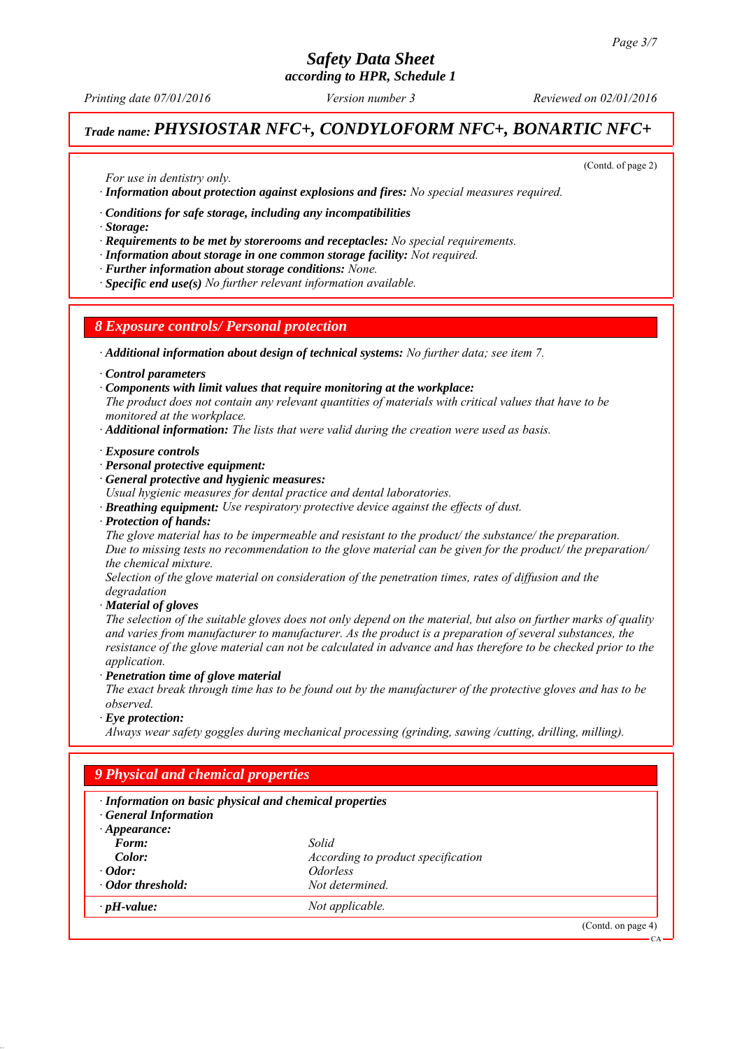# Safety Data Sheet
*according to HPR, Schedule 1*

*Printing date 07/01/2016* | *Version number 3* | *Reviewed on 02/01/2016*

## *Trade name:* ***PHYSIOSTAR NFC+, CONDYLOFORM NFC+, BONARTIC NFC+***

(Contd. of page 2)

*For use in dentistry only.*

· ***Information about protection against explosions and fires:*** *No special measures required.*

· ***Conditions for safe storage, including any incompatibilities***
· ***Storage:***
· ***Requirements to be met by storerooms and receptacles:*** *No special requirements.*
· ***Information about storage in one common storage facility:*** *Not required.*
· ***Further information about storage conditions:*** *None.*
· ***Specific end use(s)*** *No further relevant information available.*

## *8 Exposure controls/ Personal protection*

· ***Additional information about design of technical systems:*** *No further data; see item 7.*

· ***Control parameters***
· ***Components with limit values that require monitoring at the workplace:***
*The product does not contain any relevant quantities of materials with critical values that have to be monitored at the workplace.*
· ***Additional information:*** *The lists that were valid during the creation were used as basis.*

· ***Exposure controls***
· ***Personal protective equipment:***
· ***General protective and hygienic measures:***
*Usual hygienic measures for dental practice and dental laboratories.*
· ***Breathing equipment:*** *Use respiratory protective device against the effects of dust.*
· ***Protection of hands:***
*The glove material has to be impermeable and resistant to the product/ the substance/ the preparation.*
*Due to missing tests no recommendation to the glove material can be given for the product/ the preparation/ the chemical mixture.*
*Selection of the glove material on consideration of the penetration times, rates of diffusion and the degradation*
· ***Material of gloves***
*The selection of the suitable gloves does not only depend on the material, but also on further marks of quality and varies from manufacturer to manufacturer. As the product is a preparation of several substances, the resistance of the glove material can not be calculated in advance and has therefore to be checked prior to the application.*
· ***Penetration time of glove material***
*The exact break through time has to be found out by the manufacturer of the protective gloves and has to be observed.*
· ***Eye protection:***
*Always wear safety goggles during mechanical processing (grinding, sawing /cutting, drilling, milling).*

## *9 Physical and chemical properties*

· ***Information on basic physical and chemical properties***
· ***General Information***
· ***Appearance:***

| | |
|---|---|
| **Form:** | *Solid* |
| **Color:** | *According to product specification* |
| · **Odor:** | *Odorless* |
| · **Odor threshold:** | *Not determined.* |
| · **pH-value:** | *Not applicable.* |

(Contd. on page 4)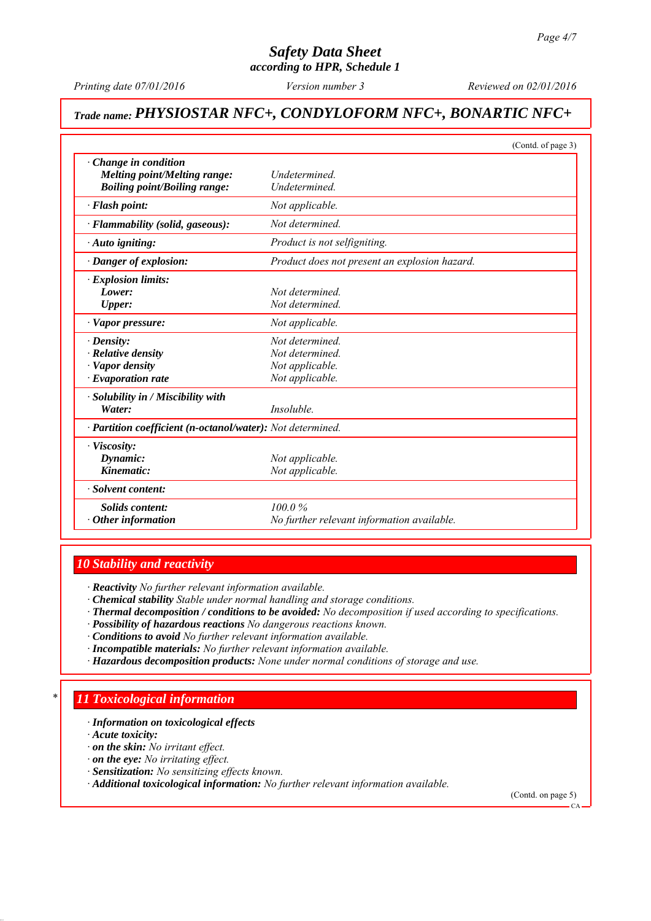## Trade name: PHYSIOSTAR NFC+, CONDYLOFORM NFC+, BONARTIC NFC+

(Contd. of page 3)

| | |
|---|---|
| · **Change in condition** | |
| **Melting point/Melting range:** | *Undetermined.* |
| **Boiling point/Boiling range:** | *Undetermined.* |
| · **Flash point:** | *Not applicable.* |
| · **Flammability (solid, gaseous):** | *Not determined.* |
| · **Auto igniting:** | *Product is not selfigniting.* |
| · **Danger of explosion:** | *Product does not present an explosion hazard.* |
| · **Explosion limits:** | |
| **Lower:** | *Not determined.* |
| **Upper:** | *Not determined.* |
| · **Vapor pressure:** | *Not applicable.* |
| · **Density:** | *Not determined.* |
| · **Relative density** | *Not determined.* |
| · **Vapor density** | *Not applicable.* |
| · **Evaporation rate** | *Not applicable.* |
| · **Solubility in / Miscibility with** | |
| **Water:** | *Insoluble.* |
| · **Partition coefficient (n-octanol/water):** | *Not determined.* |
| · **Viscosity:** | |
| **Dynamic:** | *Not applicable.* |
| **Kinematic:** | *Not applicable.* |
| · **Solvent content:** | |
| **Solids content:** | *100.0 %* |
| · **Other information** | *No further relevant information available.* |

## 10 Stability and reactivity

· **Reactivity** *No further relevant information available.*
· **Chemical stability** *Stable under normal handling and storage conditions.*
· **Thermal decomposition / conditions to be avoided:** *No decomposition if used according to specifications.*
· **Possibility of hazardous reactions** *No dangerous reactions known.*
· **Conditions to avoid** *No further relevant information available.*
· **Incompatible materials:** *No further relevant information available.*
· **Hazardous decomposition products:** *None under normal conditions of storage and use.*

## 11 Toxicological information

· **Information on toxicological effects**
· **Acute toxicity:**
· **on the skin:** *No irritant effect.*
· **on the eye:** *No irritating effect.*
· **Sensitization:** *No sensitizing effects known.*
· **Additional toxicological information:** *No further relevant information available.*

(Contd. on page 5)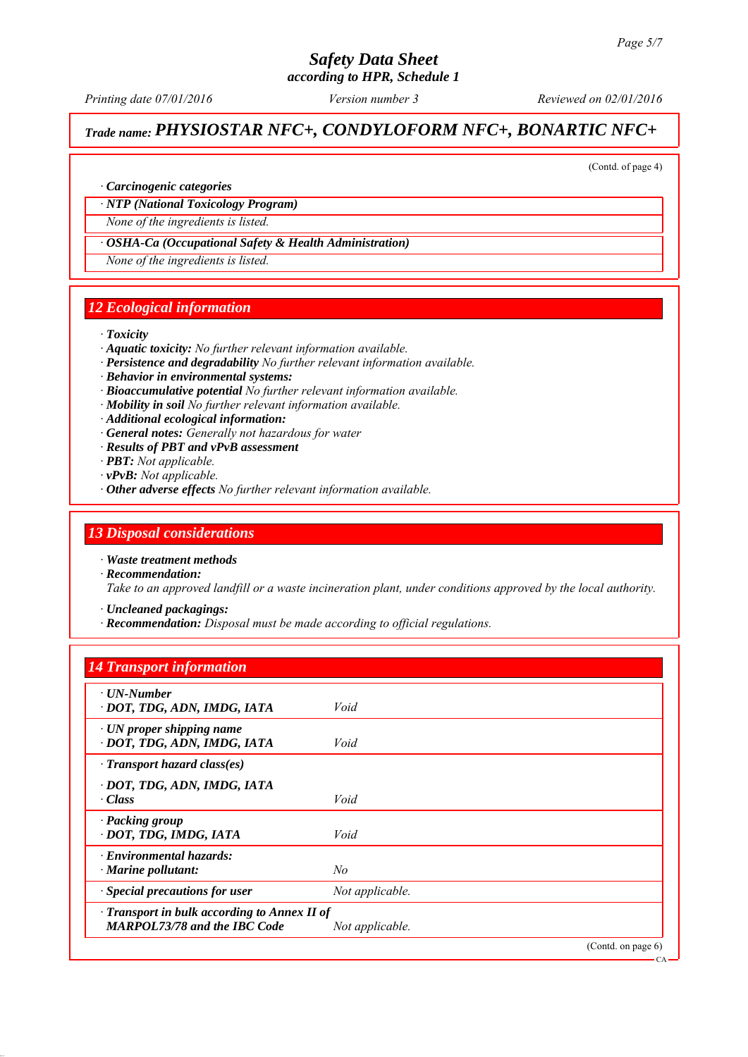(Contd. of page 4)

· **Carcinogenic categories**

· ***NTP (National Toxicology Program)***

*None of the ingredients is listed.*

· ***OSHA-Ca (Occupational Safety & Health Administration)***

*None of the ingredients is listed.*

## 12 Ecological information

· ***Toxicity***
· ***Aquatic toxicity:*** *No further relevant information available.*
· ***Persistence and degradability*** *No further relevant information available.*
· ***Behavior in environmental systems:***
· ***Bioaccumulative potential*** *No further relevant information available.*
· ***Mobility in soil*** *No further relevant information available.*
· ***Additional ecological information:***
· ***General notes:*** *Generally not hazardous for water*
· ***Results of PBT and vPvB assessment***
· ***PBT:*** *Not applicable.*
· ***vPvB:*** *Not applicable.*
· ***Other adverse effects*** *No further relevant information available.*

## 13 Disposal considerations

· ***Waste treatment methods***
· ***Recommendation:***
*Take to an approved landfill or a waste incineration plant, under conditions approved by the local authority.*

· ***Uncleaned packagings:***
· ***Recommendation:*** *Disposal must be made according to official regulations.*

## 14 Transport information

| | |
|---|---|
| · ***UN-Number*** · ***DOT, TDG, ADN, IMDG, IATA*** | *Void* |
| · ***UN proper shipping name*** · ***DOT, TDG, ADN, IMDG, IATA*** | *Void* |
| · ***Transport hazard class(es)*** | |
| · ***DOT, TDG, ADN, IMDG, IATA*** · ***Class*** | *Void* |
| · ***Packing group*** · ***DOT, TDG, IMDG, IATA*** | *Void* |
| · ***Environmental hazards:*** · ***Marine pollutant:*** | *No* |
| · ***Special precautions for user*** | *Not applicable.* |
| · ***Transport in bulk according to Annex II of MARPOL73/78 and the IBC Code*** | *Not applicable.* |

(Contd. on page 6)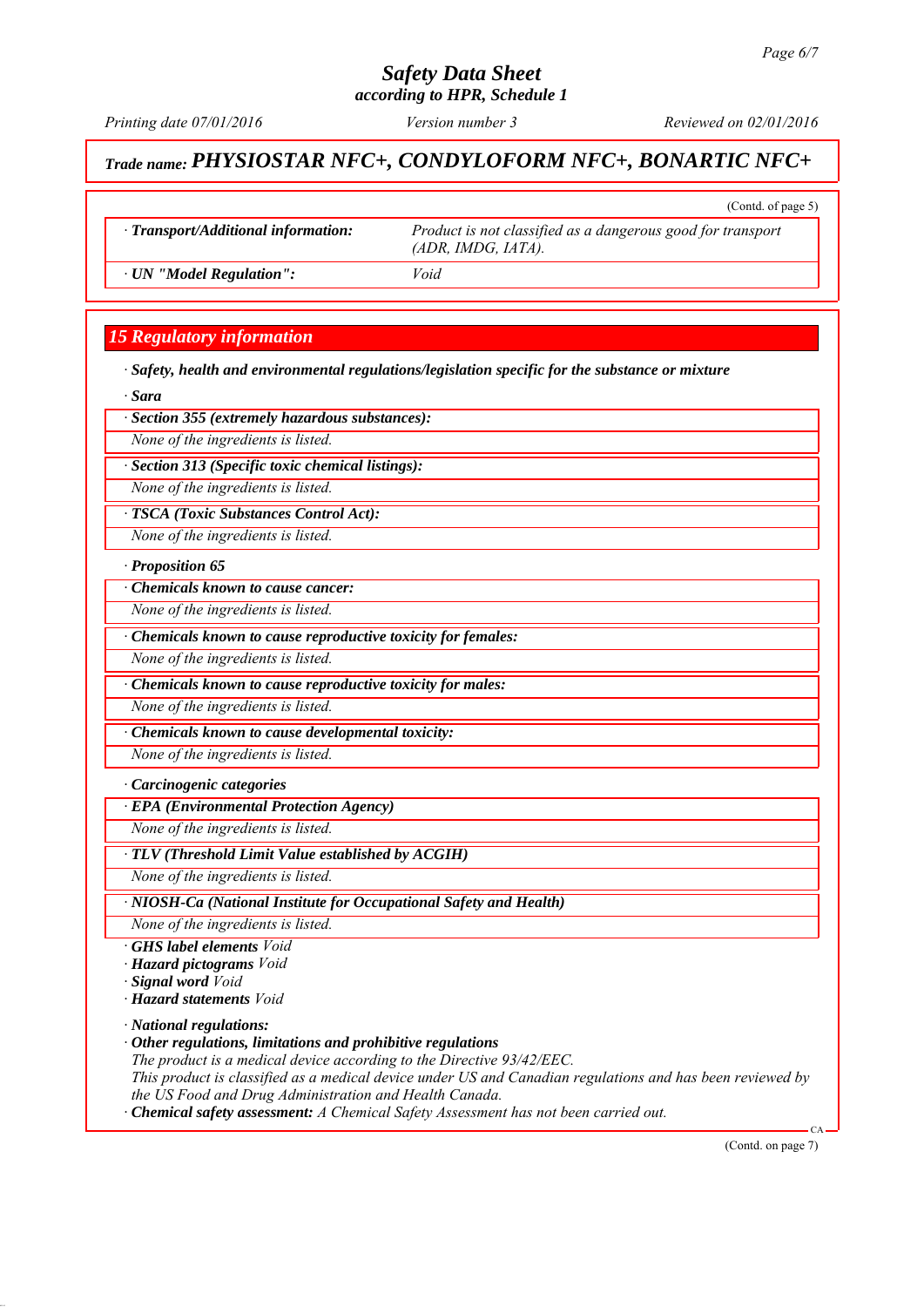(Contd. of page 5)

| · Transport/Additional information: | Product is not classified as a dangerous good for transport (ADR, IMDG, IATA). |
| --- | --- |
| · UN "Model Regulation": | Void |

## 15 Regulatory information

· **Safety, health and environmental regulations/legislation specific for the substance or mixture**

· **Sara**

· **Section 355 (extremely hazardous substances):**

None of the ingredients is listed.

· **Section 313 (Specific toxic chemical listings):**

None of the ingredients is listed.

· **TSCA (Toxic Substances Control Act):**

None of the ingredients is listed.

· **Proposition 65**

· **Chemicals known to cause cancer:**

None of the ingredients is listed.

· **Chemicals known to cause reproductive toxicity for females:**

None of the ingredients is listed.

· **Chemicals known to cause reproductive toxicity for males:**

None of the ingredients is listed.

· **Chemicals known to cause developmental toxicity:**

None of the ingredients is listed.

· **Carcinogenic categories**

· **EPA (Environmental Protection Agency)**

None of the ingredients is listed.

· **TLV (Threshold Limit Value established by ACGIH)**

None of the ingredients is listed.

· **NIOSH-Ca (National Institute for Occupational Safety and Health)**

None of the ingredients is listed.

· **GHS label elements** Void
· **Hazard pictograms** Void
· **Signal word** Void
· **Hazard statements** Void

· **National regulations:**
· **Other regulations, limitations and prohibitive regulations**
The product is a medical device according to the Directive 93/42/EEC.
This product is classified as a medical device under US and Canadian regulations and has been reviewed by the US Food and Drug Administration and Health Canada.
· **Chemical safety assessment:** A Chemical Safety Assessment has not been carried out.

(Contd. on page 7)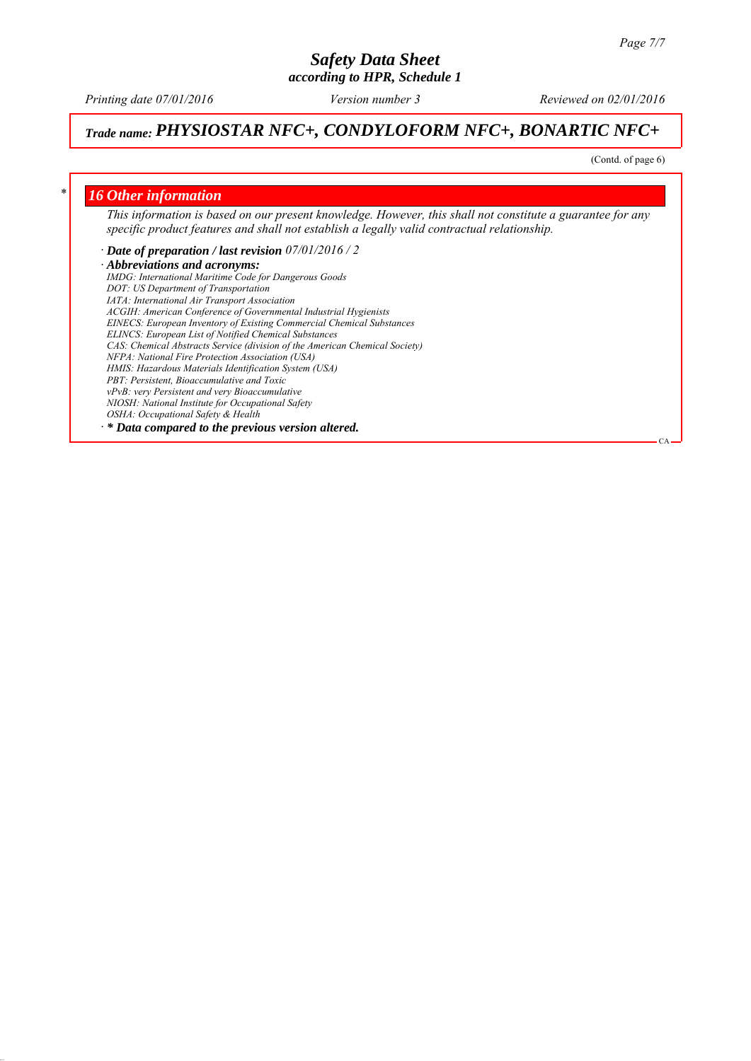## Trade name: PHYSIOSTAR NFC+, CONDYLOFORM NFC+, BONARTIC NFC+

(Contd. of page 6)

## * 16 Other information

*This information is based on our present knowledge. However, this shall not constitute a guarantee for any specific product features and shall not establish a legally valid contractual relationship.*

· **Date of preparation / last revision** 07/01/2016 / 2

· **Abbreviations and acronyms:**

IMDG: International Maritime Code for Dangerous Goods
DOT: US Department of Transportation
IATA: International Air Transport Association
ACGIH: American Conference of Governmental Industrial Hygienists
EINECS: European Inventory of Existing Commercial Chemical Substances
ELINCS: European List of Notified Chemical Substances
CAS: Chemical Abstracts Service (division of the American Chemical Society)
NFPA: National Fire Protection Association (USA)
HMIS: Hazardous Materials Identification System (USA)
PBT: Persistent, Bioaccumulative and Toxic
vPvB: very Persistent and very Bioaccumulative
NIOSH: National Institute for Occupational Safety
OSHA: Occupational Safety & Health

· **\* Data compared to the previous version altered.**

CA